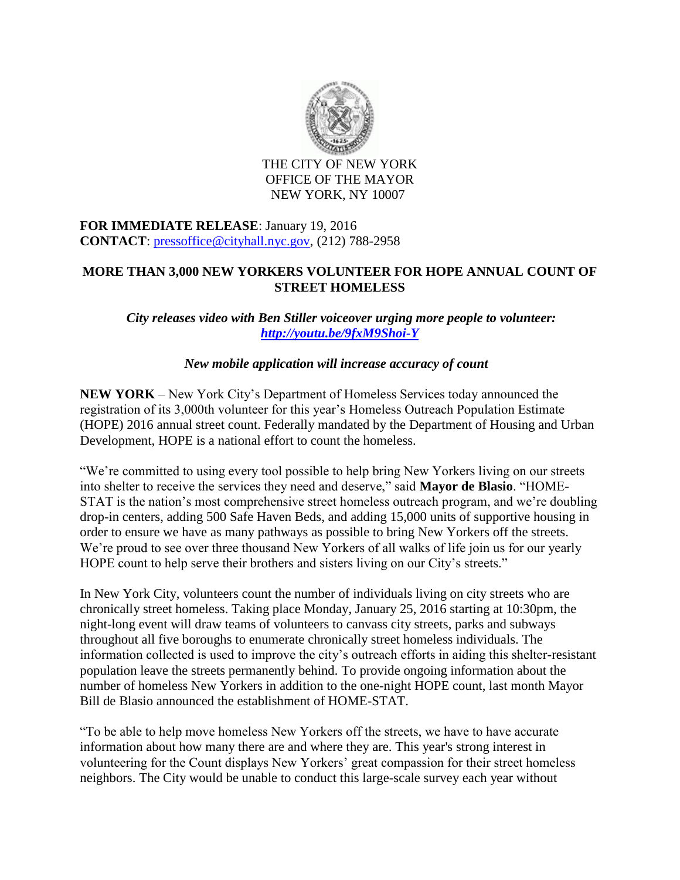THE CITY OF NEW YORK
OFFICE OF THE MAYOR
NEW YORK, NY 10007

**FOR IMMEDIATE RELEASE**: January 19, 2016
**CONTACT**: pressoffice@cityhall.nyc.gov, (212) 788-2958

## MORE THAN 3,000 NEW YORKERS VOLUNTEER FOR HOPE ANNUAL COUNT OF STREET HOMELESS

***City releases video with Ben Stiller voiceover urging more people to volunteer: http://youtu.be/9fxM9Shoi-Y***

***New mobile application will increase accuracy of count***

**NEW YORK** – New York City's Department of Homeless Services today announced the registration of its 3,000th volunteer for this year's Homeless Outreach Population Estimate (HOPE) 2016 annual street count. Federally mandated by the Department of Housing and Urban Development, HOPE is a national effort to count the homeless.

"We're committed to using every tool possible to help bring New Yorkers living on our streets into shelter to receive the services they need and deserve," said **Mayor de Blasio**. "HOME-STAT is the nation's most comprehensive street homeless outreach program, and we're doubling drop-in centers, adding 500 Safe Haven Beds, and adding 15,000 units of supportive housing in order to ensure we have as many pathways as possible to bring New Yorkers off the streets. We're proud to see over three thousand New Yorkers of all walks of life join us for our yearly HOPE count to help serve their brothers and sisters living on our City's streets."

In New York City, volunteers count the number of individuals living on city streets who are chronically street homeless. Taking place Monday, January 25, 2016 starting at 10:30pm, the night-long event will draw teams of volunteers to canvass city streets, parks and subways throughout all five boroughs to enumerate chronically street homeless individuals. The information collected is used to improve the city's outreach efforts in aiding this shelter-resistant population leave the streets permanently behind. To provide ongoing information about the number of homeless New Yorkers in addition to the one-night HOPE count, last month Mayor Bill de Blasio announced the establishment of HOME-STAT.

"To be able to help move homeless New Yorkers off the streets, we have to have accurate information about how many there are and where they are. This year's strong interest in volunteering for the Count displays New Yorkers' great compassion for their street homeless neighbors. The City would be unable to conduct this large-scale survey each year without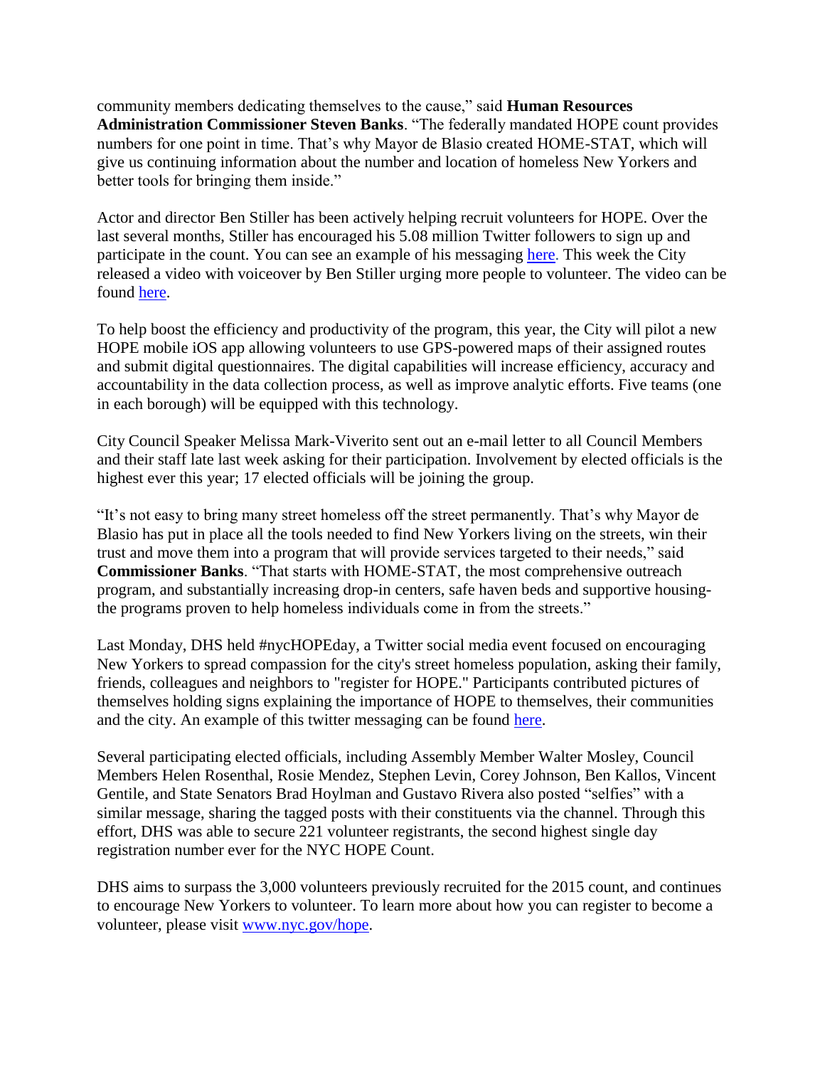community members dedicating themselves to the cause," said **Human Resources Administration Commissioner Steven Banks**. "The federally mandated HOPE count provides numbers for one point in time. That's why Mayor de Blasio created HOME-STAT, which will give us continuing information about the number and location of homeless New Yorkers and better tools for bringing them inside."

Actor and director Ben Stiller has been actively helping recruit volunteers for HOPE. Over the last several months, Stiller has encouraged his 5.08 million Twitter followers to sign up and participate in the count. You can see an example of his messaging [here](). This week the City released a video with voiceover by Ben Stiller urging more people to volunteer. The video can be found [here]().

To help boost the efficiency and productivity of the program, this year, the City will pilot a new HOPE mobile iOS app allowing volunteers to use GPS-powered maps of their assigned routes and submit digital questionnaires. The digital capabilities will increase efficiency, accuracy and accountability in the data collection process, as well as improve analytic efforts. Five teams (one in each borough) will be equipped with this technology.

City Council Speaker Melissa Mark-Viverito sent out an e-mail letter to all Council Members and their staff late last week asking for their participation. Involvement by elected officials is the highest ever this year; 17 elected officials will be joining the group.

"It's not easy to bring many street homeless off the street permanently. That's why Mayor de Blasio has put in place all the tools needed to find New Yorkers living on the streets, win their trust and move them into a program that will provide services targeted to their needs," said **Commissioner Banks**. "That starts with HOME-STAT, the most comprehensive outreach program, and substantially increasing drop-in centers, safe haven beds and supportive housing-the programs proven to help homeless individuals come in from the streets."

Last Monday, DHS held #nycHOPEday, a Twitter social media event focused on encouraging New Yorkers to spread compassion for the city's street homeless population, asking their family, friends, colleagues and neighbors to "register for HOPE." Participants contributed pictures of themselves holding signs explaining the importance of HOPE to themselves, their communities and the city. An example of this twitter messaging can be found [here]().

Several participating elected officials, including Assembly Member Walter Mosley, Council Members Helen Rosenthal, Rosie Mendez, Stephen Levin, Corey Johnson, Ben Kallos, Vincent Gentile, and State Senators Brad Hoylman and Gustavo Rivera also posted "selfies" with a similar message, sharing the tagged posts with their constituents via the channel. Through this effort, DHS was able to secure 221 volunteer registrants, the second highest single day registration number ever for the NYC HOPE Count.

DHS aims to surpass the 3,000 volunteers previously recruited for the 2015 count, and continues to encourage New Yorkers to volunteer. To learn more about how you can register to become a volunteer, please visit [www.nyc.gov/hope](www.nyc.gov/hope).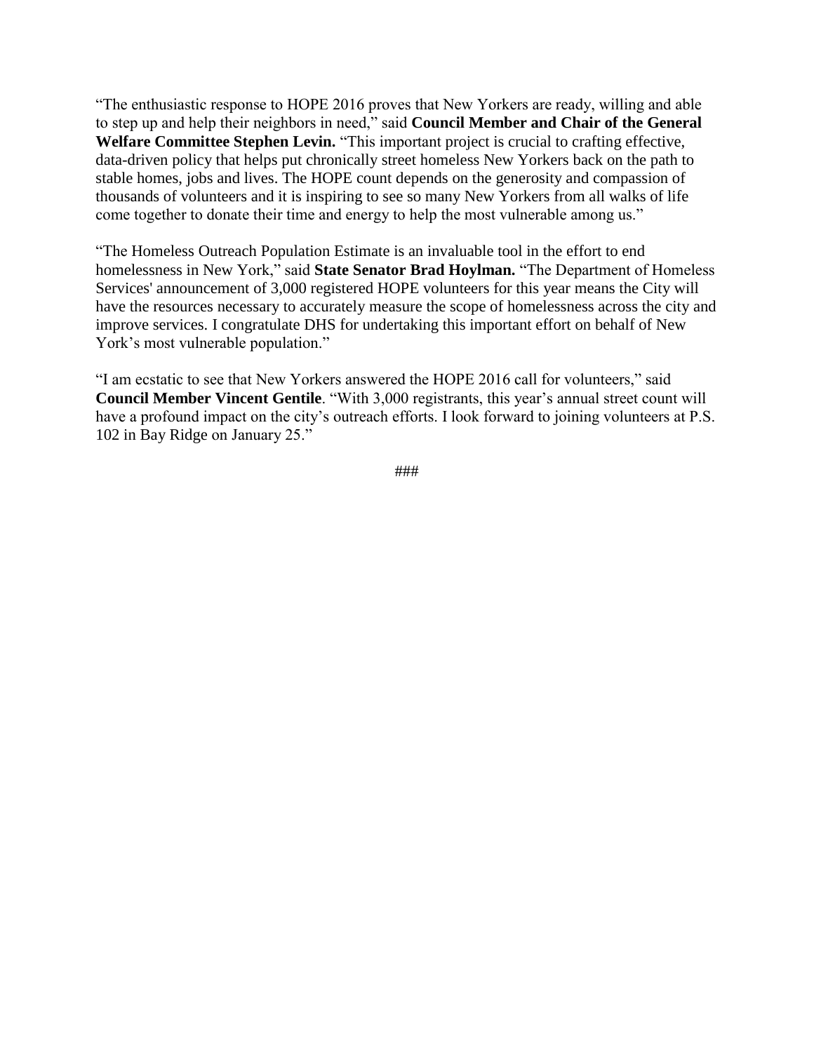"The enthusiastic response to HOPE 2016 proves that New Yorkers are ready, willing and able to step up and help their neighbors in need," said **Council Member and Chair of the General Welfare Committee Stephen Levin.** "This important project is crucial to crafting effective, data-driven policy that helps put chronically street homeless New Yorkers back on the path to stable homes, jobs and lives. The HOPE count depends on the generosity and compassion of thousands of volunteers and it is inspiring to see so many New Yorkers from all walks of life come together to donate their time and energy to help the most vulnerable among us."

"The Homeless Outreach Population Estimate is an invaluable tool in the effort to end homelessness in New York," said **State Senator Brad Hoylman.** "The Department of Homeless Services' announcement of 3,000 registered HOPE volunteers for this year means the City will have the resources necessary to accurately measure the scope of homelessness across the city and improve services. I congratulate DHS for undertaking this important effort on behalf of New York's most vulnerable population."

"I am ecstatic to see that New Yorkers answered the HOPE 2016 call for volunteers," said **Council Member Vincent Gentile**. "With 3,000 registrants, this year's annual street count will have a profound impact on the city's outreach efforts. I look forward to joining volunteers at P.S. 102 in Bay Ridge on January 25."

###